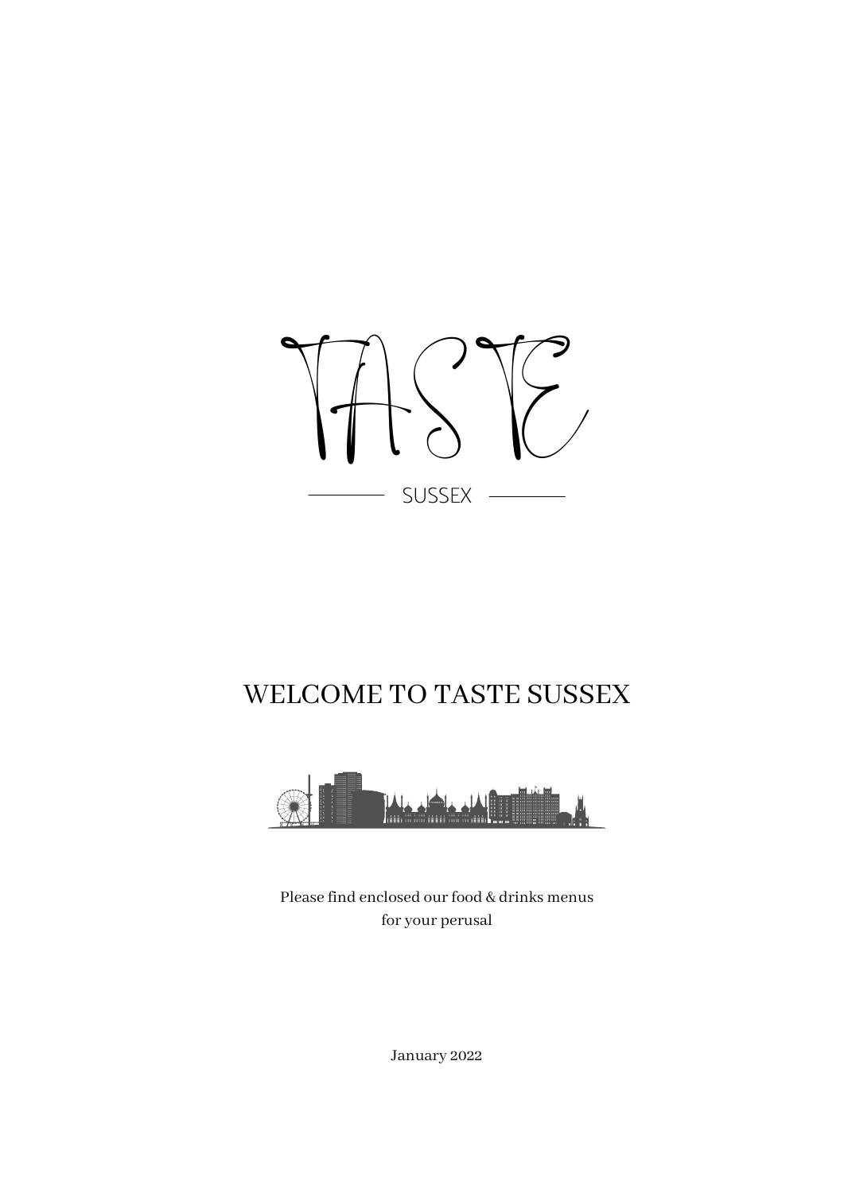# TASTE

SUSSEX

## WELCOME TO TASTE SUSSEX

Please find enclosed our food & drinks menus
for your perusal

January 2022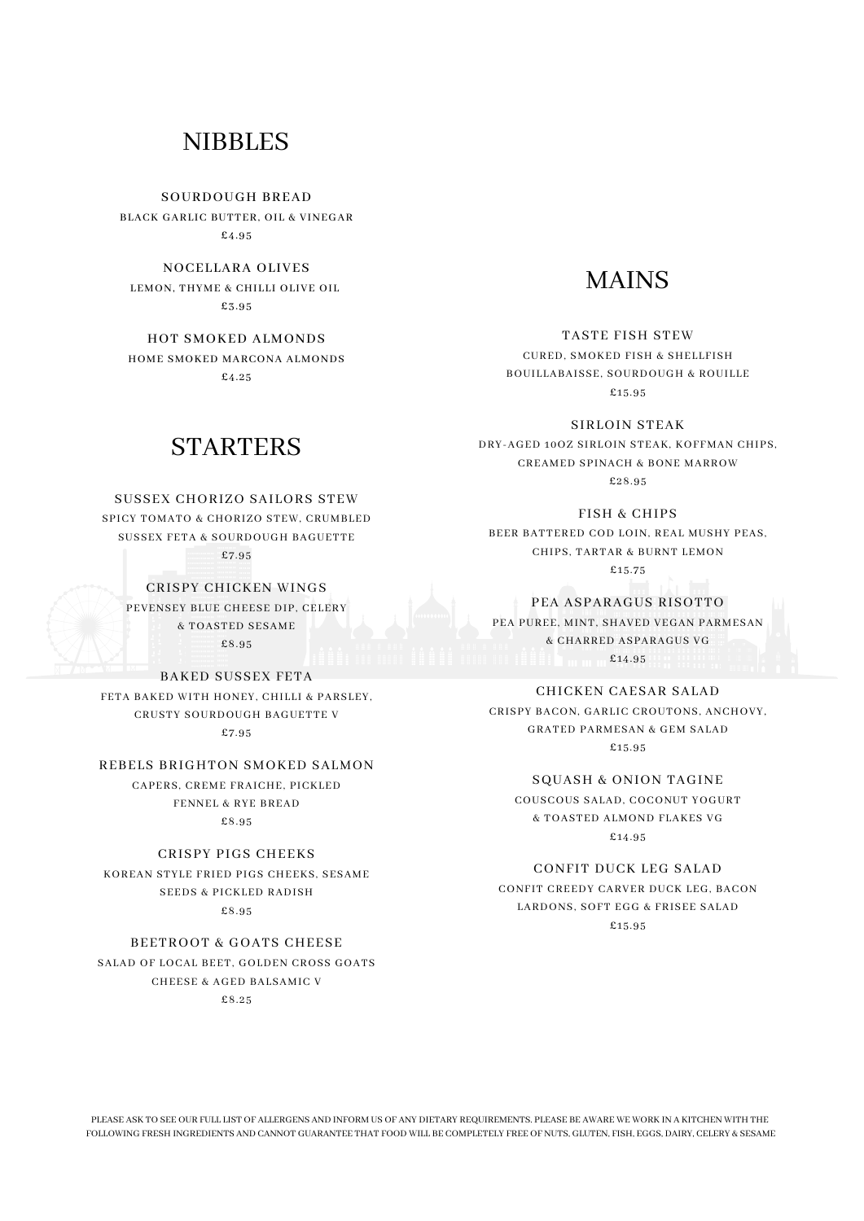# NIBBLES

**SOURDOUGH BREAD**
BLACK GARLIC BUTTER, OIL & VINEGAR
£4.95

**NOCELLARA OLIVES**
LEMON, THYME & CHILLI OLIVE OIL
£3.95

**HOT SMOKED ALMONDS**
HOME SMOKED MARCONA ALMONDS
£4.25

# STARTERS

**SUSSEX CHORIZO SAILORS STEW**
SPICY TOMATO & CHORIZO STEW, CRUMBLED SUSSEX FETA & SOURDOUGH BAGUETTE
£7.95

**CRISPY CHICKEN WINGS**
PEVENSEY BLUE CHEESE DIP, CELERY & TOASTED SESAME
£8.95

**BAKED SUSSEX FETA**
FETA BAKED WITH HONEY, CHILLI & PARSLEY, CRUSTY SOURDOUGH BAGUETTE V
£7.95

**REBELS BRIGHTON SMOKED SALMON**
CAPERS, CREME FRAICHE, PICKLED FENNEL & RYE BREAD
£8.95

**CRISPY PIGS CHEEKS**
KOREAN STYLE FRIED PIGS CHEEKS, SESAME SEEDS & PICKLED RADISH
£8.95

**BEETROOT & GOATS CHEESE**
SALAD OF LOCAL BEET, GOLDEN CROSS GOATS CHEESE & AGED BALSAMIC V
£8.25

# MAINS

**TASTE FISH STEW**
CURED, SMOKED FISH & SHELLFISH BOUILLABAISSE, SOURDOUGH & ROUILLE
£15.95

**SIRLOIN STEAK**
DRY-AGED 10OZ SIRLOIN STEAK, KOFFMAN CHIPS, CREAMED SPINACH & BONE MARROW
£28.95

**FISH & CHIPS**
BEER BATTERED COD LOIN, REAL MUSHY PEAS, CHIPS, TARTAR & BURNT LEMON
£15.75

**PEA ASPARAGUS RISOTTO**
PEA PUREE, MINT, SHAVED VEGAN PARMESAN & CHARRED ASPARAGUS VG
£14.95

**CHICKEN CAESAR SALAD**
CRISPY BACON, GARLIC CROUTONS, ANCHOVY, GRATED PARMESAN & GEM SALAD
£15.95

**SQUASH & ONION TAGINE**
COUSCOUS SALAD, COCONUT YOGURT & TOASTED ALMOND FLAKES VG
£14.95

**CONFIT DUCK LEG SALAD**
CONFIT CREEDY CARVER DUCK LEG, BACON LARDONS, SOFT EGG & FRISEE SALAD
£15.95

PLEASE ASK TO SEE OUR FULL LIST OF ALLERGENS AND INFORM US OF ANY DIETARY REQUIREMENTS. PLEASE BE AWARE WE WORK IN A KITCHEN WITH THE FOLLOWING FRESH INGREDIENTS AND CANNOT GUARANTEE THAT FOOD WILL BE COMPLETELY FREE OF NUTS, GLUTEN, FISH, EGGS, DAIRY, CELERY & SESAME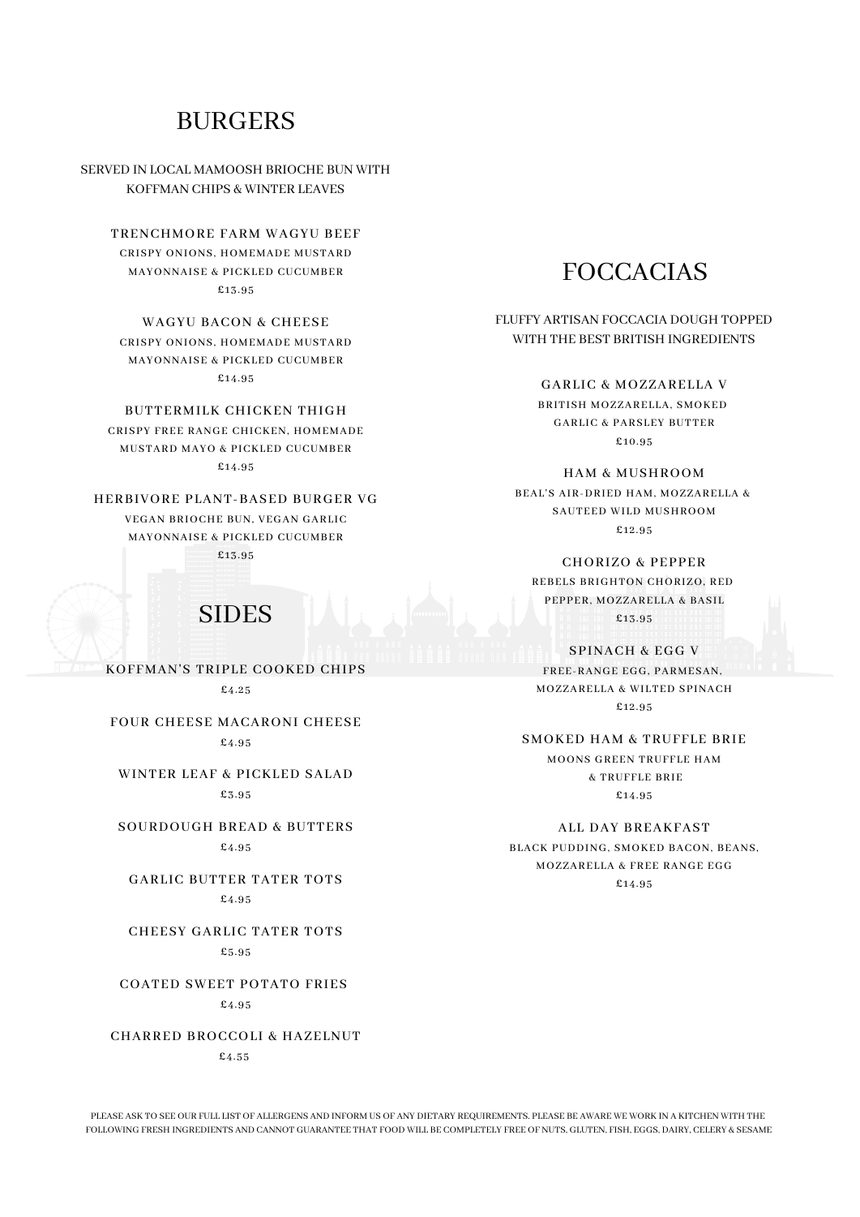## BURGERS

SERVED IN LOCAL MAMOOSH BRIOCHE BUN WITH KOFFMAN CHIPS & WINTER LEAVES

### TRENCHMORE FARM WAGYU BEEF
CRISPY ONIONS, HOMEMADE MUSTARD MAYONNAISE & PICKLED CUCUMBER
£13.95

### WAGYU BACON & CHEESE
CRISPY ONIONS, HOMEMADE MUSTARD MAYONNAISE & PICKLED CUCUMBER
£14.95

### BUTTERMILK CHICKEN THIGH
CRISPY FREE RANGE CHICKEN, HOMEMADE MUSTARD MAYO & PICKLED CUCUMBER
£14.95

### HERBIVORE PLANT-BASED BURGER VG
VEGAN BRIOCHE BUN, VEGAN GARLIC MAYONNAISE & PICKLED CUCUMBER
£13.95

## SIDES

KOFFMAN'S TRIPLE COOKED CHIPS
£4.25

FOUR CHEESE MACARONI CHEESE
£4.95

WINTER LEAF & PICKLED SALAD
£3.95

SOURDOUGH BREAD & BUTTERS
£4.95

GARLIC BUTTER TATER TOTS
£4.95

CHEESY GARLIC TATER TOTS
£5.95

COATED SWEET POTATO FRIES
£4.95

CHARRED BROCCOLI & HAZELNUT
£4.55

## FOCCACIAS

FLUFFY ARTISAN FOCCACIA DOUGH TOPPED WITH THE BEST BRITISH INGREDIENTS

### GARLIC & MOZZARELLA V
BRITISH MOZZARELLA, SMOKED GARLIC & PARSLEY BUTTER
£10.95

### HAM & MUSHROOM
BEAL'S AIR-DRIED HAM, MOZZARELLA & SAUTEED WILD MUSHROOM
£12.95

### CHORIZO & PEPPER
REBELS BRIGHTON CHORIZO, RED PEPPER, MOZZARELLA & BASIL
£13.95

### SPINACH & EGG V
FREE-RANGE EGG, PARMESAN, MOZZARELLA & WILTED SPINACH
£12.95

### SMOKED HAM & TRUFFLE BRIE
MOONS GREEN TRUFFLE HAM & TRUFFLE BRIE
£14.95

### ALL DAY BREAKFAST
BLACK PUDDING, SMOKED BACON, BEANS, MOZZARELLA & FREE RANGE EGG
£14.95

PLEASE ASK TO SEE OUR FULL LIST OF ALLERGENS AND INFORM US OF ANY DIETARY REQUIREMENTS. PLEASE BE AWARE WE WORK IN A KITCHEN WITH THE FOLLOWING FRESH INGREDIENTS AND CANNOT GUARANTEE THAT FOOD WILL BE COMPLETELY FREE OF NUTS, GLUTEN, FISH, EGGS, DAIRY, CELERY & SESAME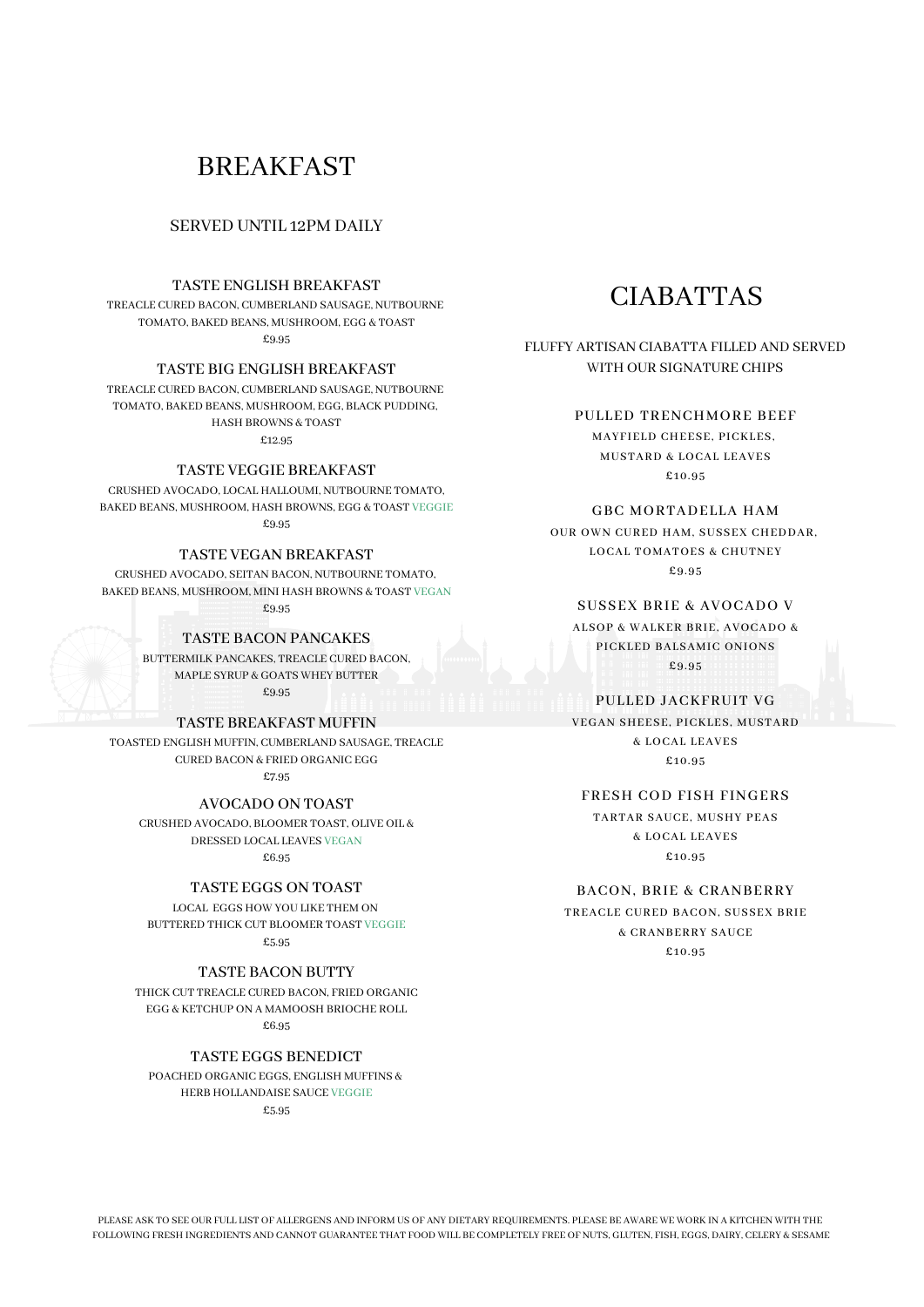# BREAKFAST

SERVED UNTIL 12PM DAILY

### TASTE ENGLISH BREAKFAST

TREACLE CURED BACON, CUMBERLAND SAUSAGE, NUTBOURNE TOMATO, BAKED BEANS, MUSHROOM, EGG & TOAST

£9.95

### TASTE BIG ENGLISH BREAKFAST

TREACLE CURED BACON, CUMBERLAND SAUSAGE, NUTBOURNE TOMATO, BAKED BEANS, MUSHROOM, EGG, BLACK PUDDING, HASH BROWNS & TOAST

£12.95

### TASTE VEGGIE BREAKFAST

CRUSHED AVOCADO, LOCAL HALLOUMI, NUTBOURNE TOMATO, BAKED BEANS, MUSHROOM, HASH BROWNS, EGG & TOAST VEGGIE

£9.95

### TASTE VEGAN BREAKFAST

CRUSHED AVOCADO, SEITAN BACON, NUTBOURNE TOMATO, BAKED BEANS, MUSHROOM, MINI HASH BROWNS & TOAST VEGAN

£9.95

### TASTE BACON PANCAKES

BUTTERMILK PANCAKES, TREACLE CURED BACON, MAPLE SYRUP & GOATS WHEY BUTTER

£9.95

### TASTE BREAKFAST MUFFIN

TOASTED ENGLISH MUFFIN, CUMBERLAND SAUSAGE, TREACLE CURED BACON & FRIED ORGANIC EGG

£7.95

### AVOCADO ON TOAST

CRUSHED AVOCADO, BLOOMER TOAST, OLIVE OIL & DRESSED LOCAL LEAVES VEGAN

£6.95

### TASTE EGGS ON TOAST

LOCAL EGGS HOW YOU LIKE THEM ON BUTTERED THICK CUT BLOOMER TOAST VEGGIE

£5.95

### TASTE BACON BUTTY

THICK CUT TREACLE CURED BACON, FRIED ORGANIC EGG & KETCHUP ON A MAMOOSH BRIOCHE ROLL

£6.95

### TASTE EGGS BENEDICT

POACHED ORGANIC EGGS, ENGLISH MUFFINS & HERB HOLLANDAISE SAUCE VEGGIE

£5.95

# CIABATTAS

FLUFFY ARTISAN CIABATTA FILLED AND SERVED WITH OUR SIGNATURE CHIPS

### PULLED TRENCHMORE BEEF

MAYFIELD CHEESE, PICKLES, MUSTARD & LOCAL LEAVES

£10.95

### GBC MORTADELLA HAM

OUR OWN CURED HAM, SUSSEX CHEDDAR, LOCAL TOMATOES & CHUTNEY

£9.95

### SUSSEX BRIE & AVOCADO V

ALSOP & WALKER BRIE, AVOCADO & PICKLED BALSAMIC ONIONS

£9.95

### PULLED JACKFRUIT VG

VEGAN SHEESE, PICKLES, MUSTARD & LOCAL LEAVES

£10.95

### FRESH COD FISH FINGERS

TARTAR SAUCE, MUSHY PEAS & LOCAL LEAVES

£10.95

### BACON, BRIE & CRANBERRY

TREACLE CURED BACON, SUSSEX BRIE & CRANBERRY SAUCE

£10.95

PLEASE ASK TO SEE OUR FULL LIST OF ALLERGENS AND INFORM US OF ANY DIETARY REQUIREMENTS. PLEASE BE AWARE WE WORK IN A KITCHEN WITH THE FOLLOWING FRESH INGREDIENTS AND CANNOT GUARANTEE THAT FOOD WILL BE COMPLETELY FREE OF NUTS, GLUTEN, FISH, EGGS, DAIRY, CELERY & SESAME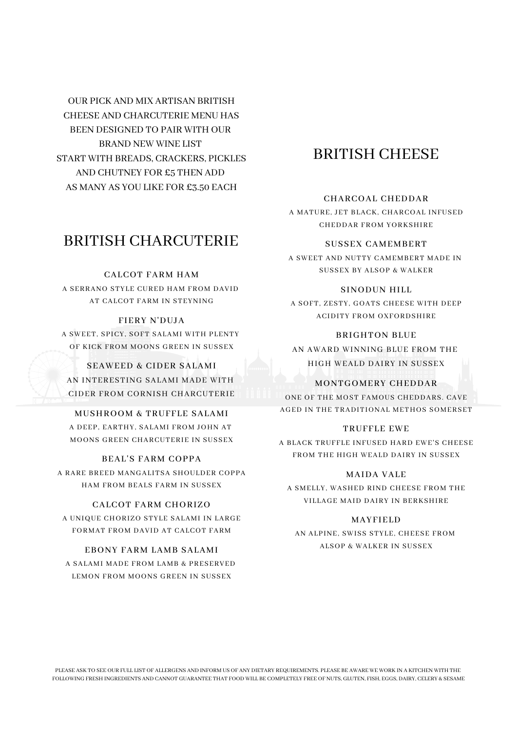OUR PICK AND MIX ARTISAN BRITISH CHEESE AND CHARCUTERIE MENU HAS BEEN DESIGNED TO PAIR WITH OUR BRAND NEW WINE LIST
START WITH BREADS, CRACKERS, PICKLES AND CHUTNEY FOR £5 THEN ADD AS MANY AS YOU LIKE FOR £3.50 EACH

## BRITISH CHARCUTERIE

### CALCOT FARM HAM
A SERRANO STYLE CURED HAM FROM DAVID AT CALCOT FARM IN STEYNING

### FIERY N'DUJA
A SWEET, SPICY, SOFT SALAMI WITH PLENTY OF KICK FROM MOONS GREEN IN SUSSEX

### SEAWEED & CIDER SALAMI
AN INTERESTING SALAMI MADE WITH CIDER FROM CORNISH CHARCUTERIE

### MUSHROOM & TRUFFLE SALAMI
A DEEP, EARTHY, SALAMI FROM JOHN AT MOONS GREEN CHARCUTERIE IN SUSSEX

### BEAL'S FARM COPPA
A RARE BREED MANGALITSA SHOULDER COPPA HAM FROM BEALS FARM IN SUSSEX

### CALCOT FARM CHORIZO
A UNIQUE CHORIZO STYLE SALAMI IN LARGE FORMAT FROM DAVID AT CALCOT FARM

### EBONY FARM LAMB SALAMI
A SALAMI MADE FROM LAMB & PRESERVED LEMON FROM MOONS GREEN IN SUSSEX

## BRITISH CHEESE

### CHARCOAL CHEDDAR
A MATURE, JET BLACK, CHARCOAL INFUSED CHEDDAR FROM YORKSHIRE

### SUSSEX CAMEMBERT
A SWEET AND NUTTY CAMEMBERT MADE IN SUSSEX BY ALSOP & WALKER

### SINODUN HILL
A SOFT, ZESTY, GOATS CHEESE WITH DEEP ACIDITY FROM OXFORDSHIRE

### BRIGHTON BLUE
AN AWARD WINNING BLUE FROM THE HIGH WEALD DAIRY IN SUSSEX

### MONTGOMERY CHEDDAR
ONE OF THE MOST FAMOUS CHEDDARS. CAVE AGED IN THE TRADITIONAL METHOS SOMERSET

### TRUFFLE EWE
A BLACK TRUFFLE INFUSED HARD EWE'S CHEESE FROM THE HIGH WEALD DAIRY IN SUSSEX

### MAIDA VALE
A SMELLY, WASHED RIND CHEESE FROM THE VILLAGE MAID DAIRY IN BERKSHIRE

### MAYFIELD
AN ALPINE, SWISS STYLE, CHEESE FROM ALSOP & WALKER IN SUSSEX

PLEASE ASK TO SEE OUR FULL LIST OF ALLERGENS AND INFORM US OF ANY DIETARY REQUIREMENTS. PLEASE BE AWARE WE WORK IN A KITCHEN WITH THE FOLLOWING FRESH INGREDIENTS AND CANNOT GUARANTEE THAT FOOD WILL BE COMPLETELY FREE OF NUTS, GLUTEN, FISH, EGGS, DAIRY, CELERY & SESAME